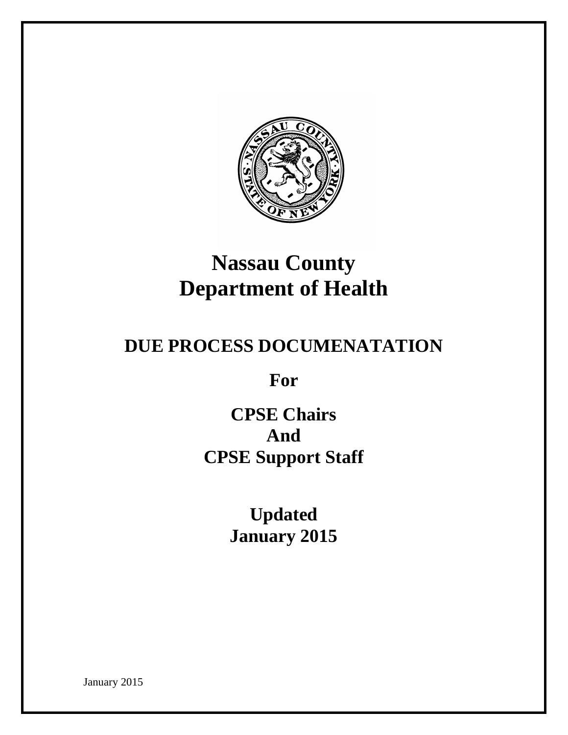# Nassau County Department of Health

## DUE PROCESS DOCUMENATATION

**For**

**CPSE Chairs**
**And**
**CPSE Support Staff**

**Updated**
**January 2015**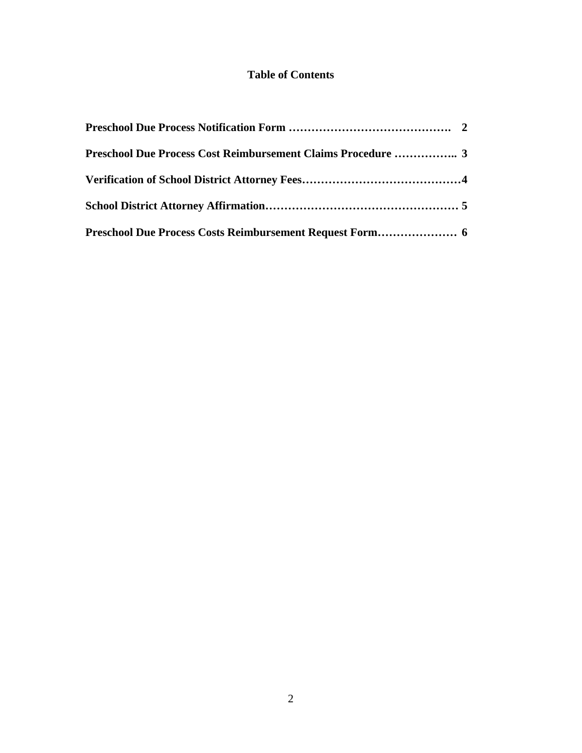## Table of Contents

**Preschool Due Process Notification Form ……………………………………. 2**

**Preschool Due Process Cost Reimbursement Claims Procedure …………….. 3**

**Verification of School District Attorney Fees……………………………………4**

**School District Attorney Affirmation…………………………………………… 5**

**Preschool Due Process Costs Reimbursement Request Form………………… 6**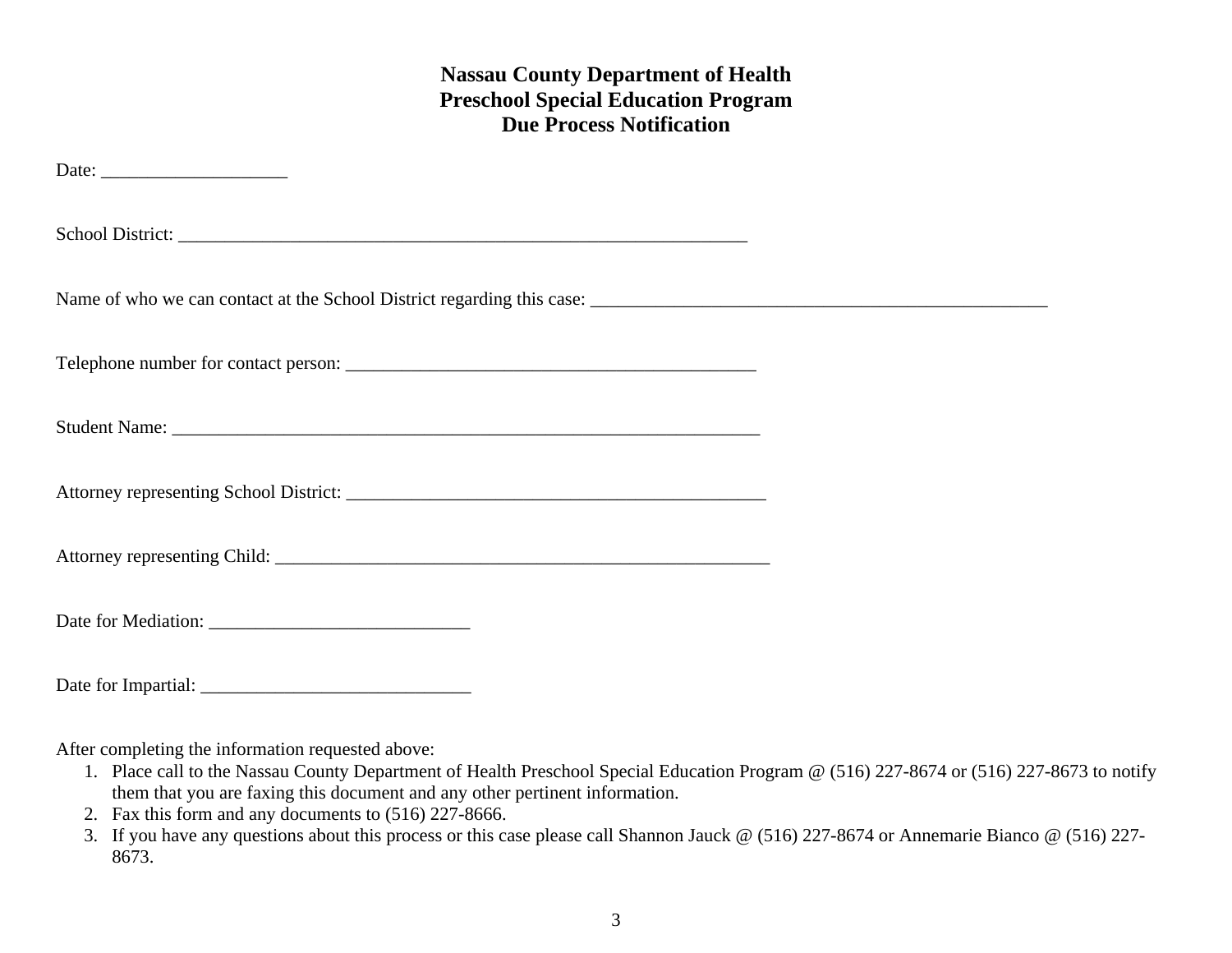# Nassau County Department of Health
## Preschool Special Education Program
## Due Process Notification

Date: ____________________

School District: _______________________________________________________________

Name of who we can contact at the School District regarding this case: ___________________________________________________

Telephone number for contact person: _____________________________________________

Student Name: __________________________________________________________________

Attorney representing School District: ______________________________________________

Attorney representing Child: _______________________________________________________

Date for Mediation: ____________________________

Date for Impartial: _____________________________

After completing the information requested above:

1. Place call to the Nassau County Department of Health Preschool Special Education Program @ (516) 227-8674 or (516) 227-8673 to notify them that you are faxing this document and any other pertinent information.
2. Fax this form and any documents to (516) 227-8666.
3. If you have any questions about this process or this case please call Shannon Jauck @ (516) 227-8674 or Annemarie Bianco @ (516) 227-8673.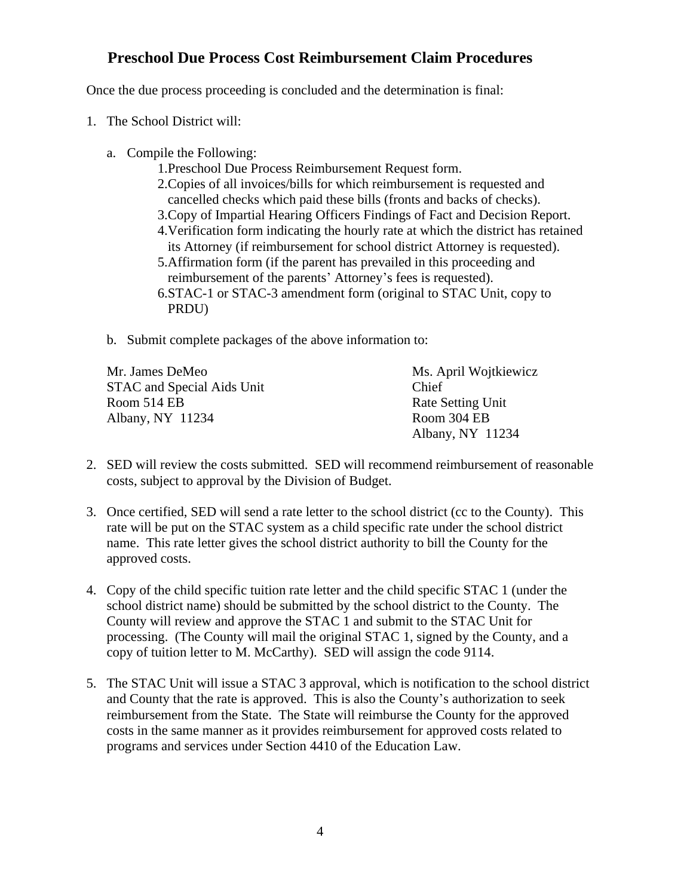## Preschool Due Process Cost Reimbursement Claim Procedures

Once the due process proceeding is concluded and the determination is final:

1. The School District will:

    a. Compile the Following:

        1. Preschool Due Process Reimbursement Request form.
        2. Copies of all invoices/bills for which reimbursement is requested and cancelled checks which paid these bills (fronts and backs of checks).
        3. Copy of Impartial Hearing Officers Findings of Fact and Decision Report.
        4. Verification form indicating the hourly rate at which the district has retained its Attorney (if reimbursement for school district Attorney is requested).
        5. Affirmation form (if the parent has prevailed in this proceeding and reimbursement of the parents' Attorney's fees is requested).
        6. STAC-1 or STAC-3 amendment form (original to STAC Unit, copy to PRDU)

    b. Submit complete packages of the above information to:

    Mr. James DeMeo
    STAC and Special Aids Unit
    Room 514 EB
    Albany, NY 11234

    Ms. April Wojtkiewicz
    Chief
    Rate Setting Unit
    Room 304 EB
    Albany, NY 11234

2. SED will review the costs submitted. SED will recommend reimbursement of reasonable costs, subject to approval by the Division of Budget.

3. Once certified, SED will send a rate letter to the school district (cc to the County). This rate will be put on the STAC system as a child specific rate under the school district name. This rate letter gives the school district authority to bill the County for the approved costs.

4. Copy of the child specific tuition rate letter and the child specific STAC 1 (under the school district name) should be submitted by the school district to the County. The County will review and approve the STAC 1 and submit to the STAC Unit for processing. (The County will mail the original STAC 1, signed by the County, and a copy of tuition letter to M. McCarthy). SED will assign the code 9114.

5. The STAC Unit will issue a STAC 3 approval, which is notification to the school district and County that the rate is approved. This is also the County's authorization to seek reimbursement from the State. The State will reimburse the County for the approved costs in the same manner as it provides reimbursement for approved costs related to programs and services under Section 4410 of the Education Law.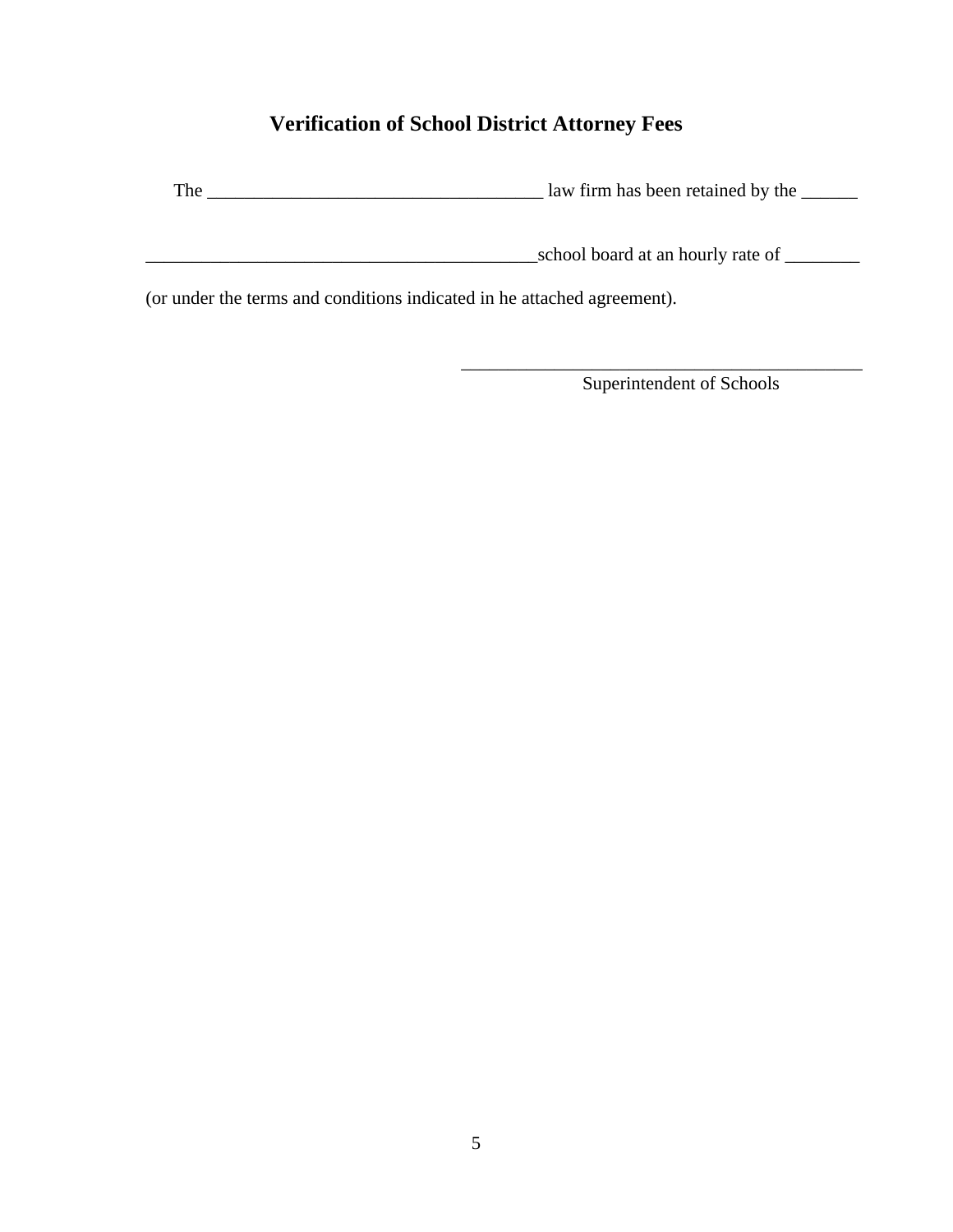## Verification of School District Attorney Fees

The _____________________________________ law firm has been retained by the ______

____________________________________________school board at an hourly rate of ________

(or under the terms and conditions indicated in he attached agreement).

_____________________________________________
Superintendent of Schools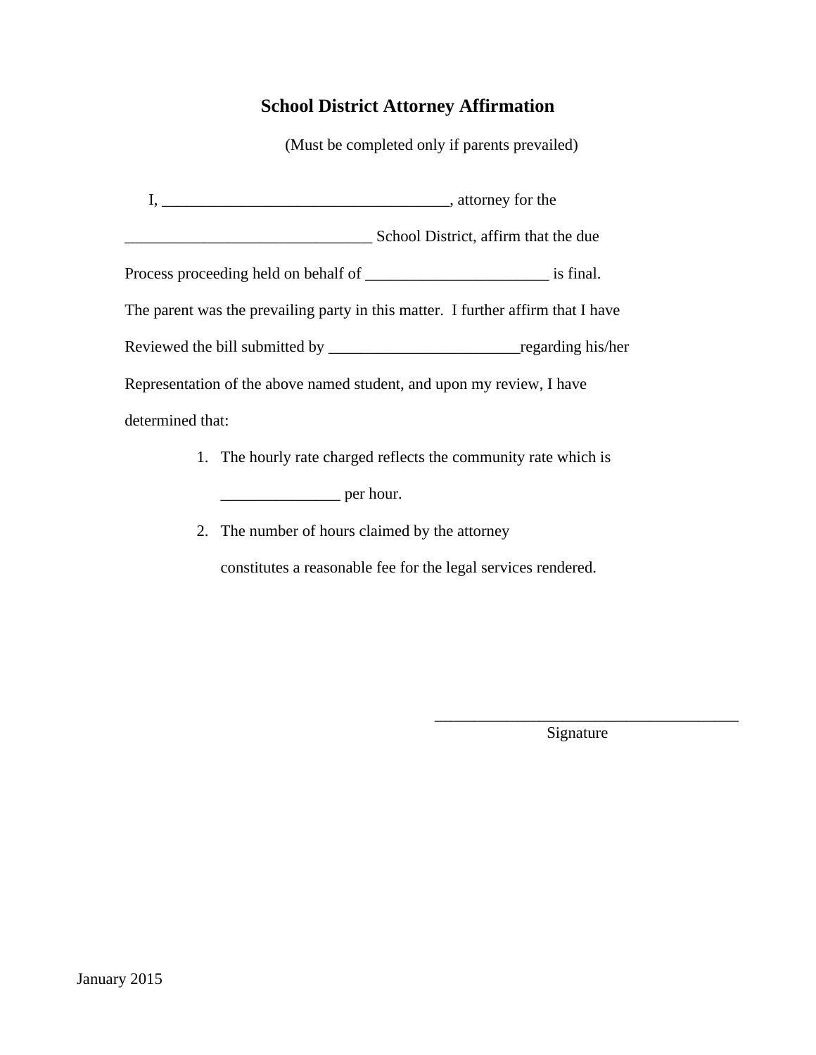## School District Attorney Affirmation

(Must be completed only if parents prevailed)

I, ____________________________________, attorney for the _______________________________ School District, affirm that the due Process proceeding held on behalf of _______________________ is final. The parent was the prevailing party in this matter. I further affirm that I have Reviewed the bill submitted by ________________________regarding his/her Representation of the above named student, and upon my review, I have determined that:

1. The hourly rate charged reflects the community rate which is _______________ per hour.
2. The number of hours claimed by the attorney constitutes a reasonable fee for the legal services rendered.

_______________________________________
Signature

January 2015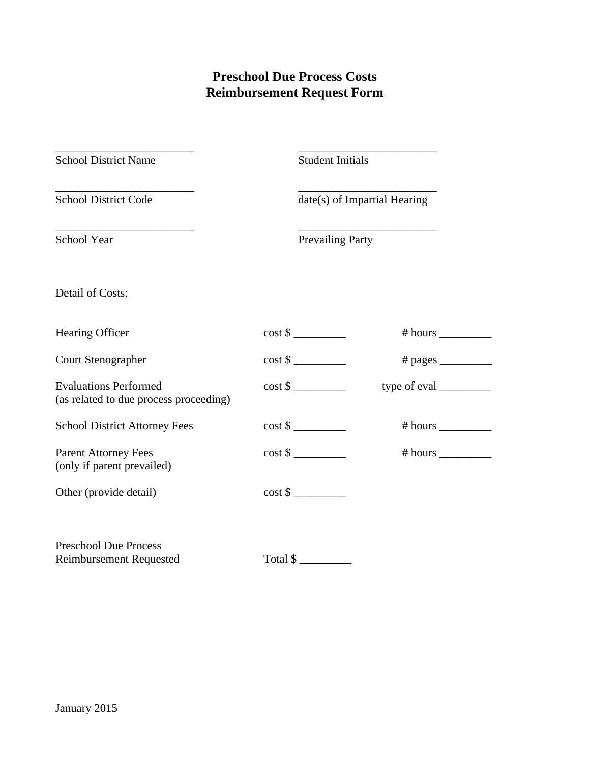# Preschool Due Process Costs
# Reimbursement Request Form

\_\_\_\_\_\_\_\_\_\_\_\_\_\_\_\_\_\_\_\_\_\_\_\_
School District Name

\_\_\_\_\_\_\_\_\_\_\_\_\_\_\_\_\_\_\_\_\_\_\_\_
Student Initials

\_\_\_\_\_\_\_\_\_\_\_\_\_\_\_\_\_\_\_\_\_\_\_\_
School District Code

\_\_\_\_\_\_\_\_\_\_\_\_\_\_\_\_\_\_\_\_\_\_\_\_
date(s) of Impartial Hearing

\_\_\_\_\_\_\_\_\_\_\_\_\_\_\_\_\_\_\_\_\_\_\_\_
School Year

\_\_\_\_\_\_\_\_\_\_\_\_\_\_\_\_\_\_\_\_\_\_\_\_
Prevailing Party

<u>Detail of Costs:</u>

| | | |
|---|---|---|
| Hearing Officer | cost $ \_\_\_\_\_\_\_\_\_ | # hours \_\_\_\_\_\_\_\_\_ |
| Court Stenographer | cost $ \_\_\_\_\_\_\_\_\_ | # pages \_\_\_\_\_\_\_\_\_ |
| Evaluations Performed (as related to due process proceeding) | cost $ \_\_\_\_\_\_\_\_\_ | type of eval \_\_\_\_\_\_\_\_\_ |
| School District Attorney Fees | cost $ \_\_\_\_\_\_\_\_\_ | # hours \_\_\_\_\_\_\_\_\_ |
| Parent Attorney Fees (only if parent prevailed) | cost $ \_\_\_\_\_\_\_\_\_ | # hours \_\_\_\_\_\_\_\_\_ |
| Other (provide detail) | cost $ \_\_\_\_\_\_\_\_\_ | |

Preschool Due Process
Reimbursement Requested Total $ \_\_\_\_\_\_\_\_\_

January 2015